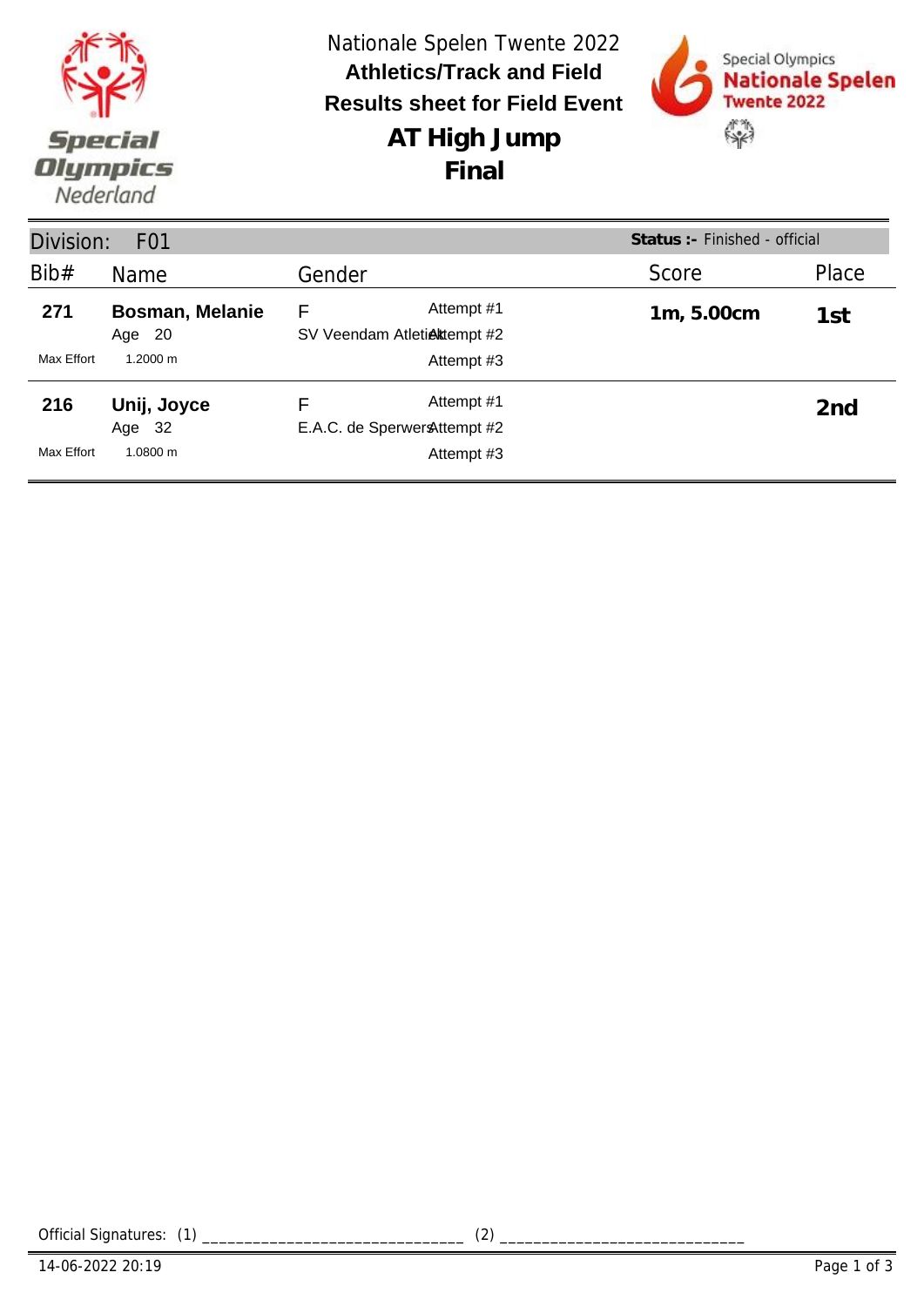Nationale Spelen Twente 2022

**Athletics/Track and Field**

**Results sheet for Field Event**

# AT High Jump

## Final

**Division: F01** | **Status :-** Finished - official

| Bib# | Name | Gender | | Score | Place |
|---|---|---|---|---|---|
| **271** | **Bosman, Melanie** | F | Attempt #1 | **1m, 5.00cm** | **1st** |
| | Age 20 | SV Veendam Atletiek | Attempt #2 | | |
| Max Effort | 1.2000 m | | Attempt #3 | | |
| **216** | **Unij, Joyce** | F | Attempt #1 | | **2nd** |
| | Age 32 | E.A.C. de Sperwers | Attempt #2 | | |
| Max Effort | 1.0800 m | | Attempt #3 | | |

Official Signatures: (1) ______________________________ (2) ____________________________

14-06-2022 20:19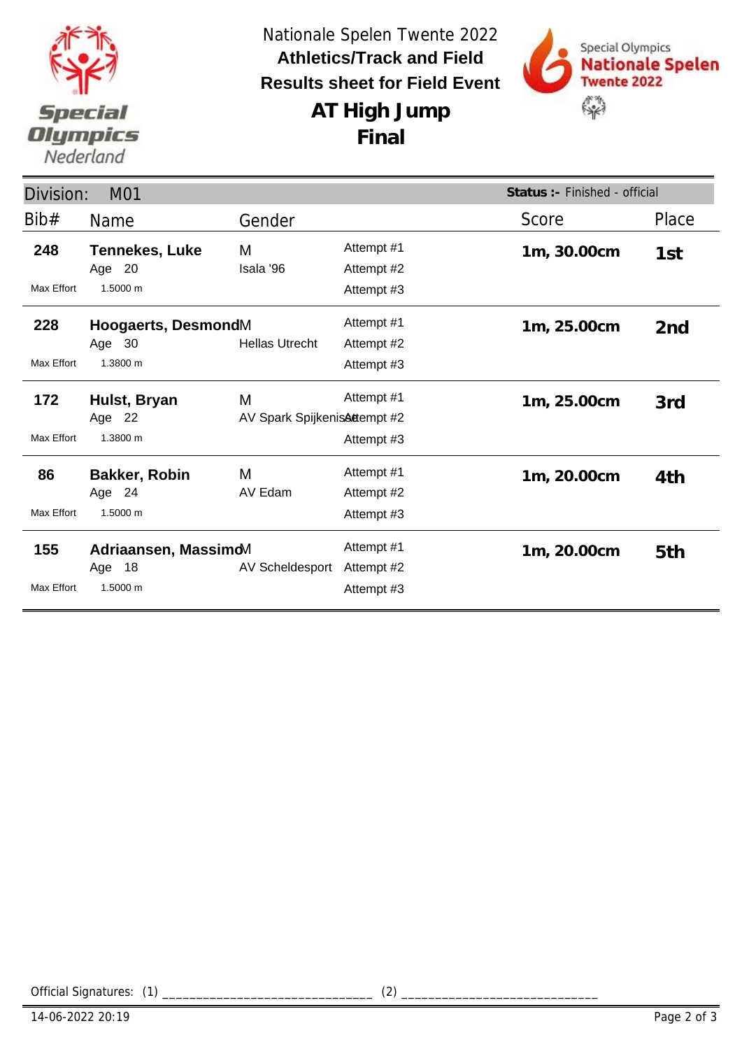Nationale Spelen Twente 2022

**Athletics/Track and Field**

**Results sheet for Field Event**

# AT High Jump
## Final

Division: M01 — **Status :-** Finished - official

| Bib# | Name | Gender | | Score | Place |
|---|---|---|---|---|---|
| **248** | **Tennekes, Luke** | M | Attempt #1 | **1m, 30.00cm** | **1st** |
| | Age 20 | Isala '96 | Attempt #2 | | |
| Max Effort | 1.5000 m | | Attempt #3 | | |
| **228** | **Hoogaerts, Desmond** | M | Attempt #1 | **1m, 25.00cm** | **2nd** |
| | Age 30 | Hellas Utrecht | Attempt #2 | | |
| Max Effort | 1.3800 m | | Attempt #3 | | |
| **172** | **Hulst, Bryan** | M | Attempt #1 | **1m, 25.00cm** | **3rd** |
| | Age 22 | AV Spark Spijkenisse | Attempt #2 | | |
| Max Effort | 1.3800 m | | Attempt #3 | | |
| **86** | **Bakker, Robin** | M | Attempt #1 | **1m, 20.00cm** | **4th** |
| | Age 24 | AV Edam | Attempt #2 | | |
| Max Effort | 1.5000 m | | Attempt #3 | | |
| **155** | **Adriaansen, Massimo** | M | Attempt #1 | **1m, 20.00cm** | **5th** |
| | Age 18 | AV Scheldesport | Attempt #2 | | |
| Max Effort | 1.5000 m | | Attempt #3 | | |

Official Signatures: (1) ______________________________ (2) ____________________________

14-06-2022 20:19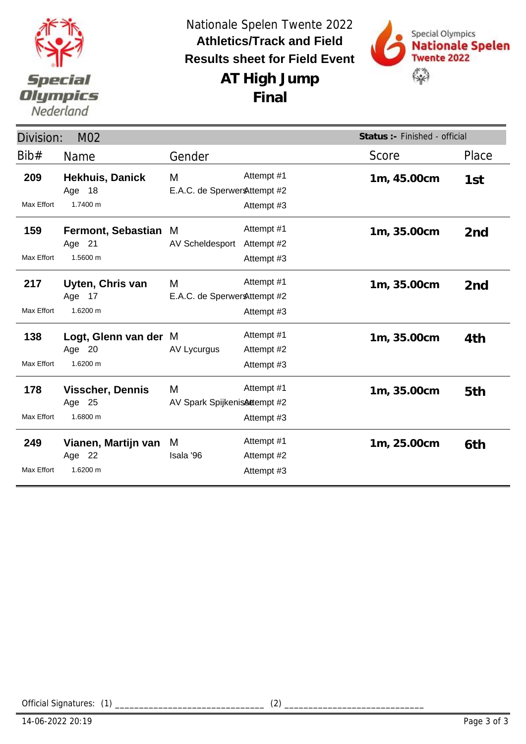Nationale Spelen Twente 2022

**Athletics/Track and Field**

**Results sheet for Field Event**

# AT High Jump

## Final

Division: M02 **Status :-** Finished - official

| Bib# | Name | Gender | | Score | Place |
|---|---|---|---|---|---|
| **209** | **Hekhuis, Danick** | M | Attempt #1 | **1m, 45.00cm** | **1st** |
| | Age 18 | E.A.C. de Sperwers | Attempt #2 | | |
| Max Effort | 1.7400 m | | Attempt #3 | | |
| **159** | **Fermont, Sebastian** | M | Attempt #1 | **1m, 35.00cm** | **2nd** |
| | Age 21 | AV Scheldesport | Attempt #2 | | |
| Max Effort | 1.5600 m | | Attempt #3 | | |
| **217** | **Uyten, Chris van** | M | Attempt #1 | **1m, 35.00cm** | **2nd** |
| | Age 17 | E.A.C. de Sperwers | Attempt #2 | | |
| Max Effort | 1.6200 m | | Attempt #3 | | |
| **138** | **Logt, Glenn van der** | M | Attempt #1 | **1m, 35.00cm** | **4th** |
| | Age 20 | AV Lycurgus | Attempt #2 | | |
| Max Effort | 1.6200 m | | Attempt #3 | | |
| **178** | **Visscher, Dennis** | M | Attempt #1 | **1m, 35.00cm** | **5th** |
| | Age 25 | AV Spark Spijkenisse | Attempt #2 | | |
| Max Effort | 1.6800 m | | Attempt #3 | | |
| **249** | **Vianen, Martijn van** | M | Attempt #1 | **1m, 25.00cm** | **6th** |
| | Age 22 | Isala '96 | Attempt #2 | | |
| Max Effort | 1.6200 m | | Attempt #3 | | |

Official Signatures: (1) ______________________________ (2) ____________________________

14-06-2022 20:19